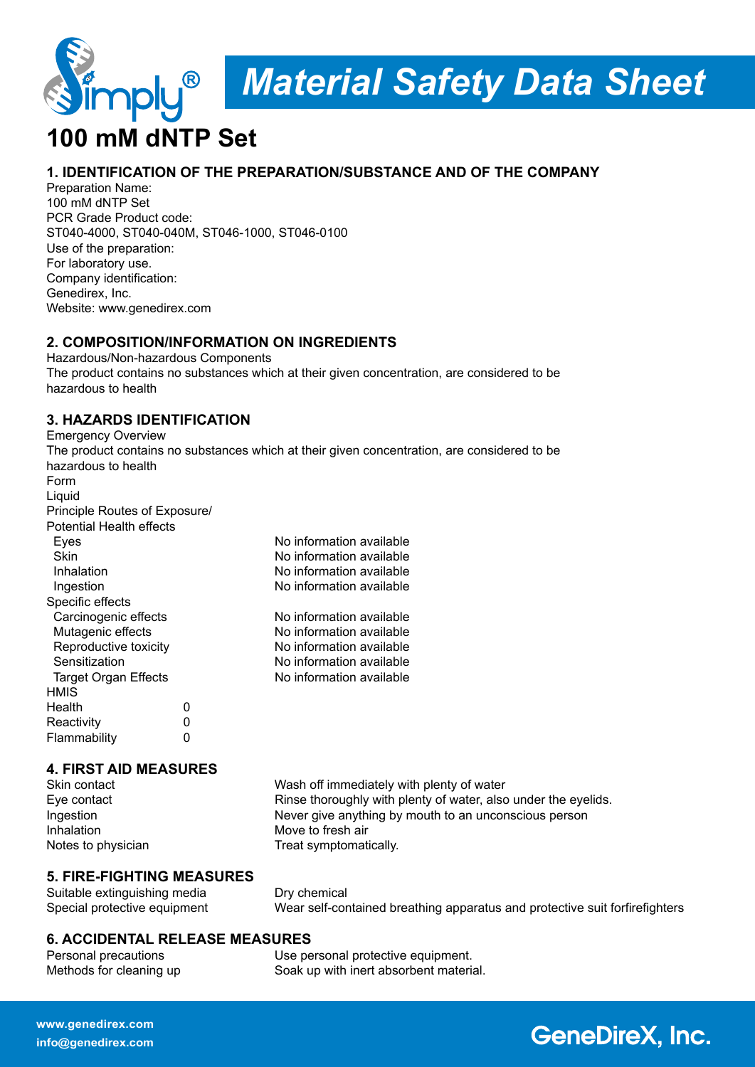# Material Safety Data Sheet

# 100 mM dNTP Set

## 1. IDENTIFICATION OF THE PREPARATION/SUBSTANCE AND OF THE COMPANY

Preparation Name:
100 mM dNTP Set
PCR Grade Product code:
ST040-4000, ST040-040M, ST046-1000, ST046-0100
Use of the preparation:
For laboratory use.
Company identification:
Genedirex, Inc.
Website: www.genedirex.com

## 2. COMPOSITION/INFORMATION ON INGREDIENTS

Hazardous/Non-hazardous Components
The product contains no substances which at their given concentration, are considered to be hazardous to health

## 3. HAZARDS IDENTIFICATION

Emergency Overview
The product contains no substances which at their given concentration, are considered to be hazardous to health
Form
Liquid
Principle Routes of Exposure/
Potential Health effects

| | |
|---|---|
| Eyes | No information available |
| Skin | No information available |
| Inhalation | No information available |
| Ingestion | No information available |

Specific effects

| | |
|---|---|
| Carcinogenic effects | No information available |
| Mutagenic effects | No information available |
| Reproductive toxicity | No information available |
| Sensitization | No information available |
| Target Organ Effects | No information available |

HMIS

| | |
|---|---|
| Health | 0 |
| Reactivity | 0 |
| Flammability | 0 |

## 4. FIRST AID MEASURES

| | |
|---|---|
| Skin contact | Wash off immediately with plenty of water |
| Eye contact | Rinse thoroughly with plenty of water, also under the eyelids. |
| Ingestion | Never give anything by mouth to an unconscious person |
| Inhalation | Move to fresh air |
| Notes to physician | Treat symptomatically. |

## 5. FIRE-FIGHTING MEASURES

| | |
|---|---|
| Suitable extinguishing media | Dry chemical |
| Special protective equipment | Wear self-contained breathing apparatus and protective suit forfirefighters |

## 6. ACCIDENTAL RELEASE MEASURES

| | |
|---|---|
| Personal precautions | Use personal protective equipment. |
| Methods for cleaning up | Soak up with inert absorbent material. |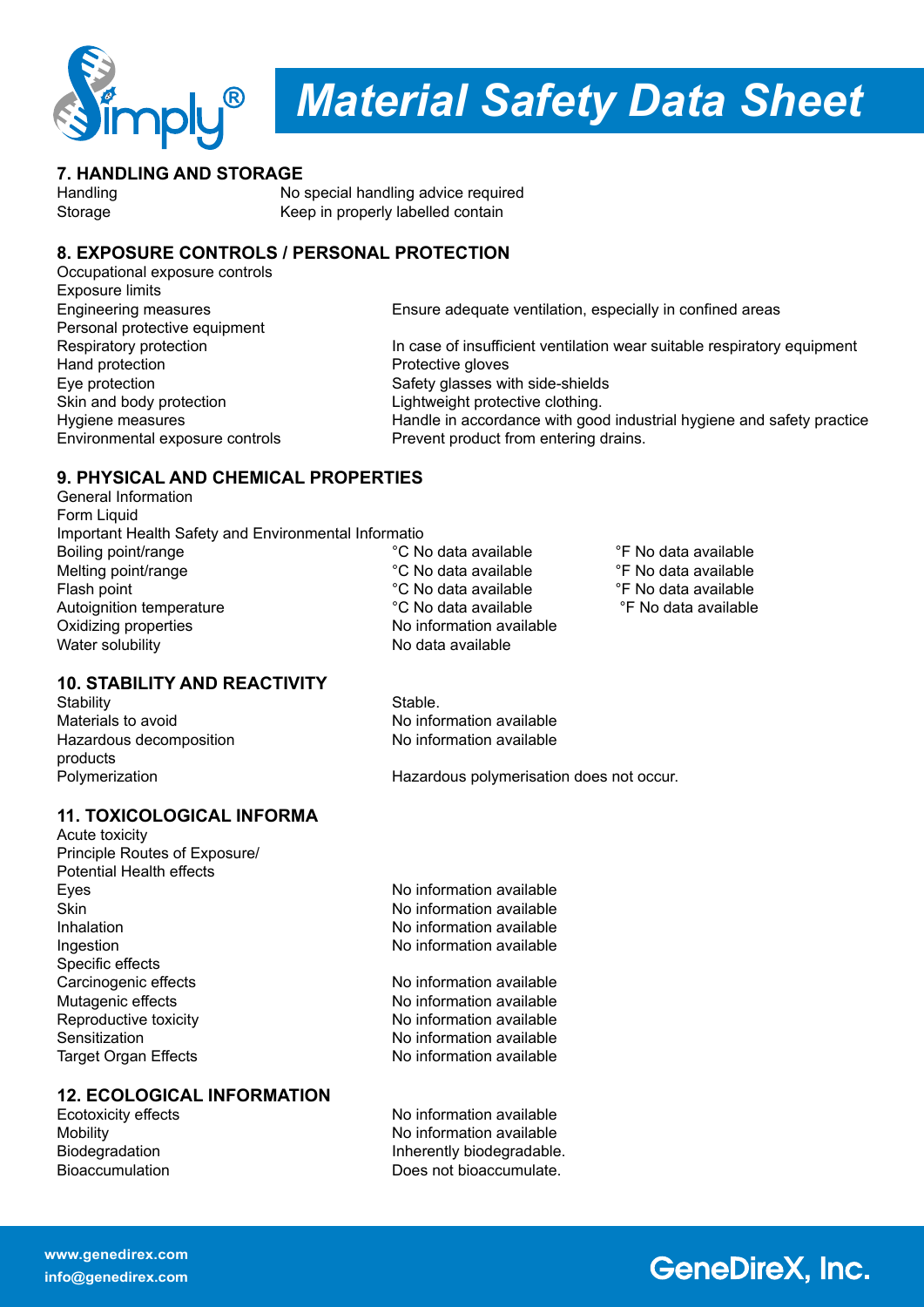## 7. HANDLING AND STORAGE

| | |
|---|---|
| Handling | No special handling advice required |
| Storage | Keep in properly labelled contain |

## 8. EXPOSURE CONTROLS / PERSONAL PROTECTION

| | |
|---|---|
| Occupational exposure controls | |
| Exposure limits | |
| Engineering measures | Ensure adequate ventilation, especially in confined areas |
| Personal protective equipment | |
| Respiratory protection | In case of insufficient ventilation wear suitable respiratory equipment |
| Hand protection | Protective gloves |
| Eye protection | Safety glasses with side-shields |
| Skin and body protection | Lightweight protective clothing. |
| Hygiene measures | Handle in accordance with good industrial hygiene and safety practice |
| Environmental exposure controls | Prevent product from entering drains. |

## 9. PHYSICAL AND CHEMICAL PROPERTIES

General Information

Form Liquid

Important Health Safety and Environmental Informatio

| | | |
|---|---|---|
| Boiling point/range | °C No data available | °F No data available |
| Melting point/range | °C No data available | °F No data available |
| Flash point | °C No data available | °F No data available |
| Autoignition temperature | °C No data available | °F No data available |
| Oxidizing properties | No information available | |
| Water solubility | No data available | |

## 10. STABILITY AND REACTIVITY

| | |
|---|---|
| Stability | Stable. |
| Materials to avoid | No information available |
| Hazardous decomposition products | No information available |
| Polymerization | Hazardous polymerisation does not occur. |

## 11. TOXICOLOGICAL INFORMA

Acute toxicity

Principle Routes of Exposure/

Potential Health effects

| | |
|---|---|
| Eyes | No information available |
| Skin | No information available |
| Inhalation | No information available |
| Ingestion | No information available |

Specific effects

| | |
|---|---|
| Carcinogenic effects | No information available |
| Mutagenic effects | No information available |
| Reproductive toxicity | No information available |
| Sensitization | No information available |
| Target Organ Effects | No information available |

## 12. ECOLOGICAL INFORMATION

| | |
|---|---|
| Ecotoxicity effects | No information available |
| Mobility | No information available |
| Biodegradation | Inherently biodegradable. |
| Bioaccumulation | Does not bioaccumulate. |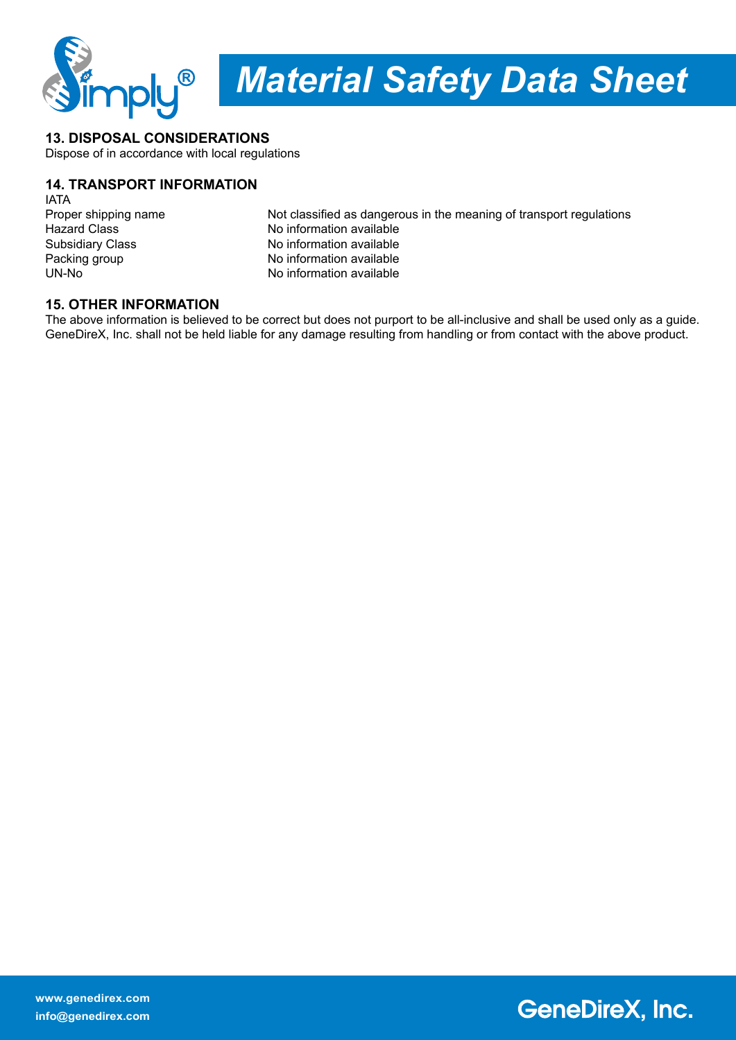## 13. DISPOSAL CONSIDERATIONS

Dispose of in accordance with local regulations

## 14. TRANSPORT INFORMATION

IATA

| | |
|---|---|
| Proper shipping name | Not classified as dangerous in the meaning of transport regulations |
| Hazard Class | No information available |
| Subsidiary Class | No information available |
| Packing group | No information available |
| UN-No | No information available |

## 15. OTHER INFORMATION

The above information is believed to be correct but does not purport to be all-inclusive and shall be used only as a guide. GeneDireX, Inc. shall not be held liable for any damage resulting from handling or from contact with the above product.